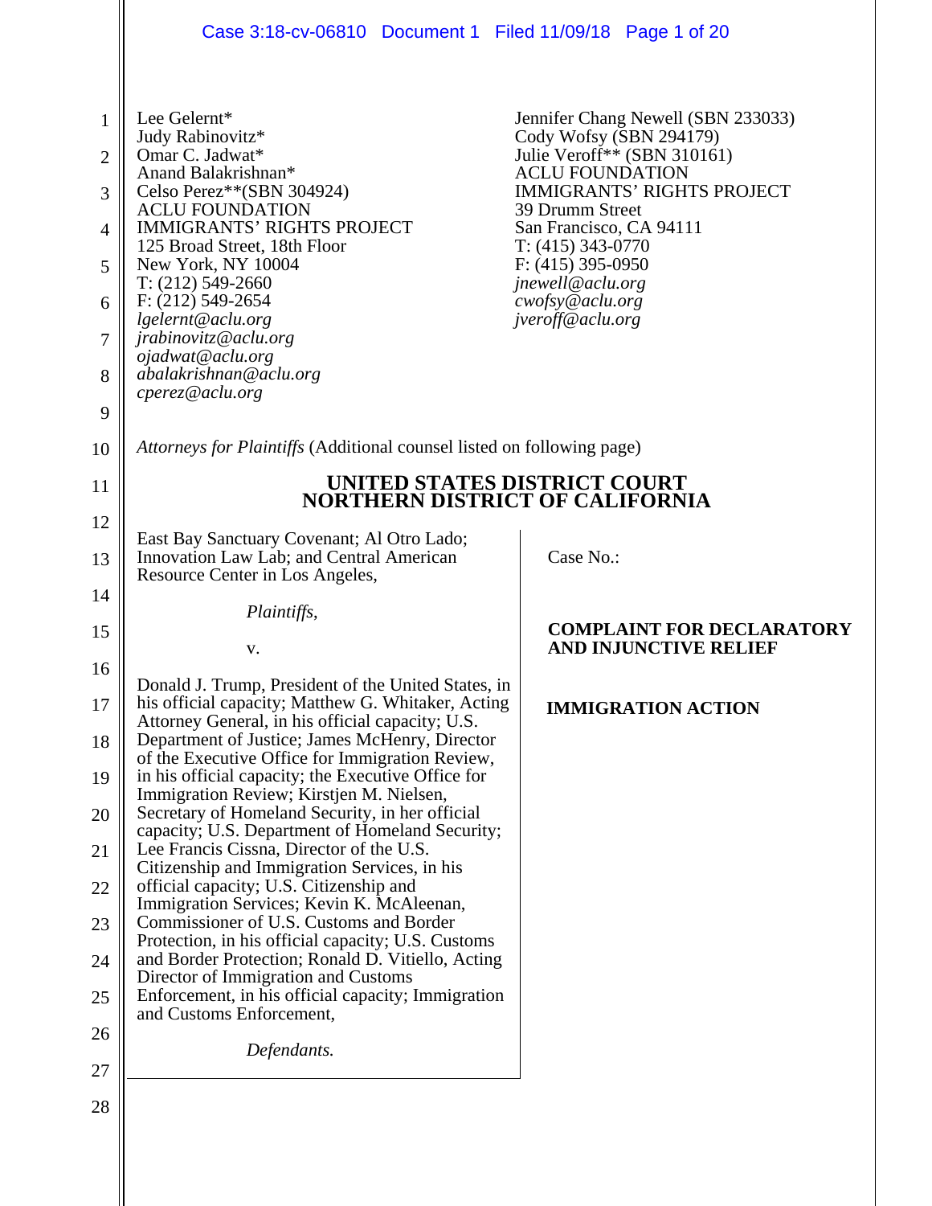Lee Gelernt*
Judy Rabinovitz*
Omar C. Jadwat*
Anand Balakrishnan*
Celso Perez**(SBN 304924)
ACLU FOUNDATION
IMMIGRANTS' RIGHTS PROJECT
125 Broad Street, 18th Floor
New York, NY 10004
T: (212) 549-2660
F: (212) 549-2654
*lgelernt@aclu.org*
*jrabinovitz@aclu.org*
*ojadwat@aclu.org*
*abalakrishnan@aclu.org*
*cperez@aclu.org*

Jennifer Chang Newell (SBN 233033)
Cody Wofsy (SBN 294179)
Julie Veroff** (SBN 310161)
ACLU FOUNDATION
IMMIGRANTS' RIGHTS PROJECT
39 Drumm Street
San Francisco, CA 94111
T: (415) 343-0770
F: (415) 395-0950
*jnewell@aclu.org*
*cwofsy@aclu.org*
*jveroff@aclu.org*

*Attorneys for Plaintiffs* (Additional counsel listed on following page)

# UNITED STATES DISTRICT COURT
# NORTHERN DISTRICT OF CALIFORNIA

East Bay Sanctuary Covenant; Al Otro Lado; Innovation Law Lab; and Central American Resource Center in Los Angeles,

*Plaintiffs*,

v.

Donald J. Trump, President of the United States, in his official capacity; Matthew G. Whitaker, Acting Attorney General, in his official capacity; U.S. Department of Justice; James McHenry, Director of the Executive Office for Immigration Review, in his official capacity; the Executive Office for Immigration Review; Kirstjen M. Nielsen, Secretary of Homeland Security, in her official capacity; U.S. Department of Homeland Security; Lee Francis Cissna, Director of the U.S. Citizenship and Immigration Services, in his official capacity; U.S. Citizenship and Immigration Services; Kevin K. McAleenan, Commissioner of U.S. Customs and Border Protection, in his official capacity; U.S. Customs and Border Protection; Ronald D. Vitiello, Acting Director of Immigration and Customs Enforcement, in his official capacity; Immigration and Customs Enforcement,

*Defendants.*

Case No.:

**COMPLAINT FOR DECLARATORY AND INJUNCTIVE RELIEF**

**IMMIGRATION ACTION**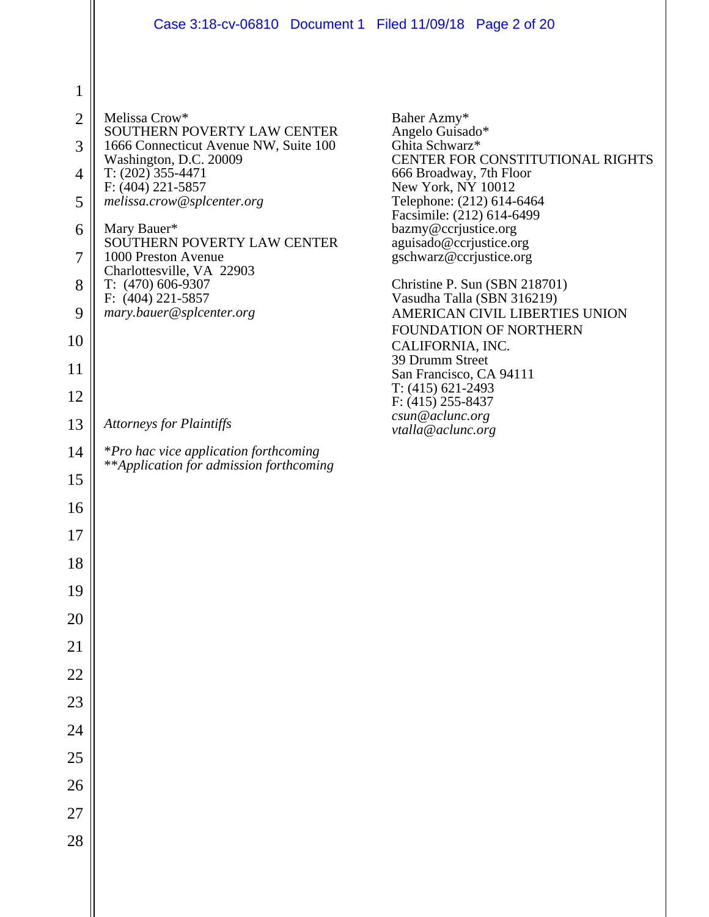Melissa Crow*
SOUTHERN POVERTY LAW CENTER
1666 Connecticut Avenue NW, Suite 100
Washington, D.C. 20009
T: (202) 355-4471
F: (404) 221-5857
*melissa.crow@splcenter.org*

Mary Bauer*
SOUTHERN POVERTY LAW CENTER
1000 Preston Avenue
Charlottesville, VA 22903
T: (470) 606-9307
F: (404) 221-5857
*mary.bauer@splcenter.org*

Baher Azmy*
Angelo Guisado*
Ghita Schwarz*
CENTER FOR CONSTITUTIONAL RIGHTS
666 Broadway, 7th Floor
New York, NY 10012
Telephone: (212) 614-6464
Facsimile: (212) 614-6499
bazmy@ccrjustice.org
aguisado@ccrjustice.org
gschwarz@ccrjustice.org

Christine P. Sun (SBN 218701)
Vasudha Talla (SBN 316219)
AMERICAN CIVIL LIBERTIES UNION FOUNDATION OF NORTHERN CALIFORNIA, INC.
39 Drumm Street
San Francisco, CA 94111
T: (415) 621-2493
F: (415) 255-8437
*csun@aclunc.org*
*vtalla@aclunc.org*

*Attorneys for Plaintiffs*

*\*Pro hac vice application forthcoming*
*\*\*Application for admission forthcoming*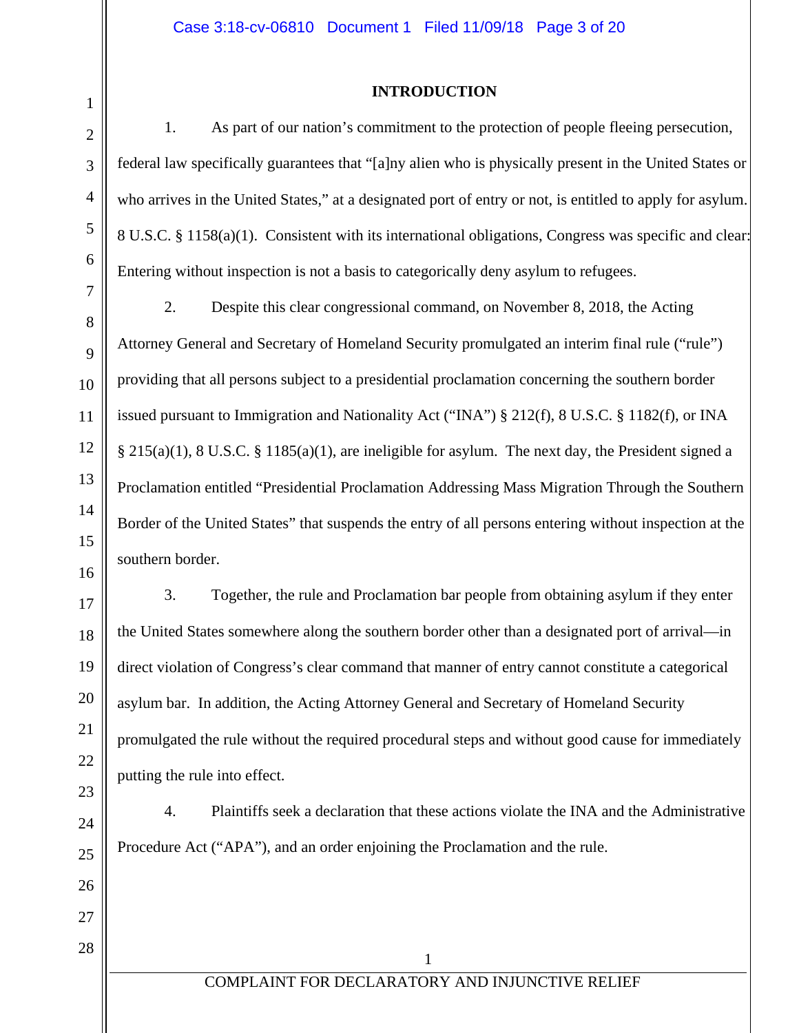## INTRODUCTION

1. As part of our nation's commitment to the protection of people fleeing persecution, federal law specifically guarantees that "[a]ny alien who is physically present in the United States or who arrives in the United States," at a designated port of entry or not, is entitled to apply for asylum. 8 U.S.C. § 1158(a)(1). Consistent with its international obligations, Congress was specific and clear: Entering without inspection is not a basis to categorically deny asylum to refugees.

2. Despite this clear congressional command, on November 8, 2018, the Acting Attorney General and Secretary of Homeland Security promulgated an interim final rule ("rule") providing that all persons subject to a presidential proclamation concerning the southern border issued pursuant to Immigration and Nationality Act ("INA") § 212(f), 8 U.S.C. § 1182(f), or INA § 215(a)(1), 8 U.S.C. § 1185(a)(1), are ineligible for asylum. The next day, the President signed a Proclamation entitled "Presidential Proclamation Addressing Mass Migration Through the Southern Border of the United States" that suspends the entry of all persons entering without inspection at the southern border.

3. Together, the rule and Proclamation bar people from obtaining asylum if they enter the United States somewhere along the southern border other than a designated port of arrival—in direct violation of Congress's clear command that manner of entry cannot constitute a categorical asylum bar. In addition, the Acting Attorney General and Secretary of Homeland Security promulgated the rule without the required procedural steps and without good cause for immediately putting the rule into effect.

4. Plaintiffs seek a declaration that these actions violate the INA and the Administrative Procedure Act ("APA"), and an order enjoining the Proclamation and the rule.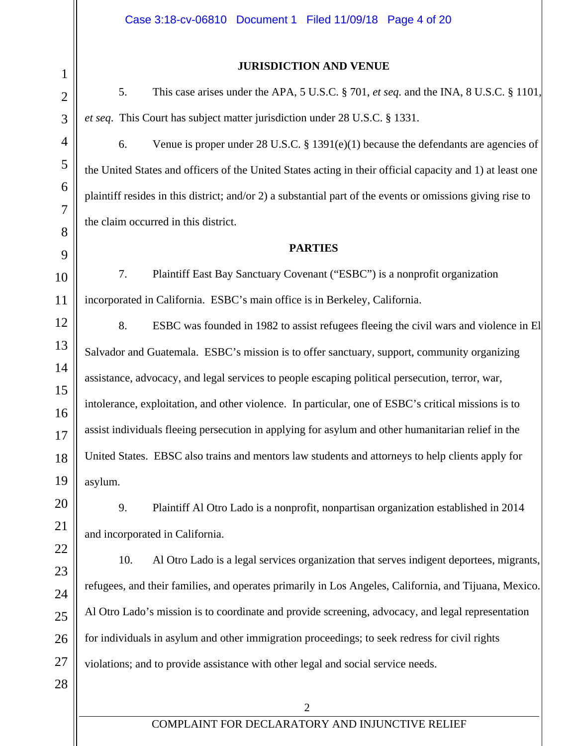**JURISDICTION AND VENUE**

5. This case arises under the APA, 5 U.S.C. § 701, *et seq.* and the INA, 8 U.S.C. § 1101, *et seq*. This Court has subject matter jurisdiction under 28 U.S.C. § 1331.

6. Venue is proper under 28 U.S.C. § 1391(e)(1) because the defendants are agencies of the United States and officers of the United States acting in their official capacity and 1) at least one plaintiff resides in this district; and/or 2) a substantial part of the events or omissions giving rise to the claim occurred in this district.

**PARTIES**

7. Plaintiff East Bay Sanctuary Covenant ("ESBC") is a nonprofit organization incorporated in California. ESBC's main office is in Berkeley, California.

8. ESBC was founded in 1982 to assist refugees fleeing the civil wars and violence in El Salvador and Guatemala. ESBC's mission is to offer sanctuary, support, community organizing assistance, advocacy, and legal services to people escaping political persecution, terror, war, intolerance, exploitation, and other violence. In particular, one of ESBC's critical missions is to assist individuals fleeing persecution in applying for asylum and other humanitarian relief in the United States. EBSC also trains and mentors law students and attorneys to help clients apply for asylum.

9. Plaintiff Al Otro Lado is a nonprofit, nonpartisan organization established in 2014 and incorporated in California.

10. Al Otro Lado is a legal services organization that serves indigent deportees, migrants, refugees, and their families, and operates primarily in Los Angeles, California, and Tijuana, Mexico. Al Otro Lado's mission is to coordinate and provide screening, advocacy, and legal representation for individuals in asylum and other immigration proceedings; to seek redress for civil rights violations; and to provide assistance with other legal and social service needs.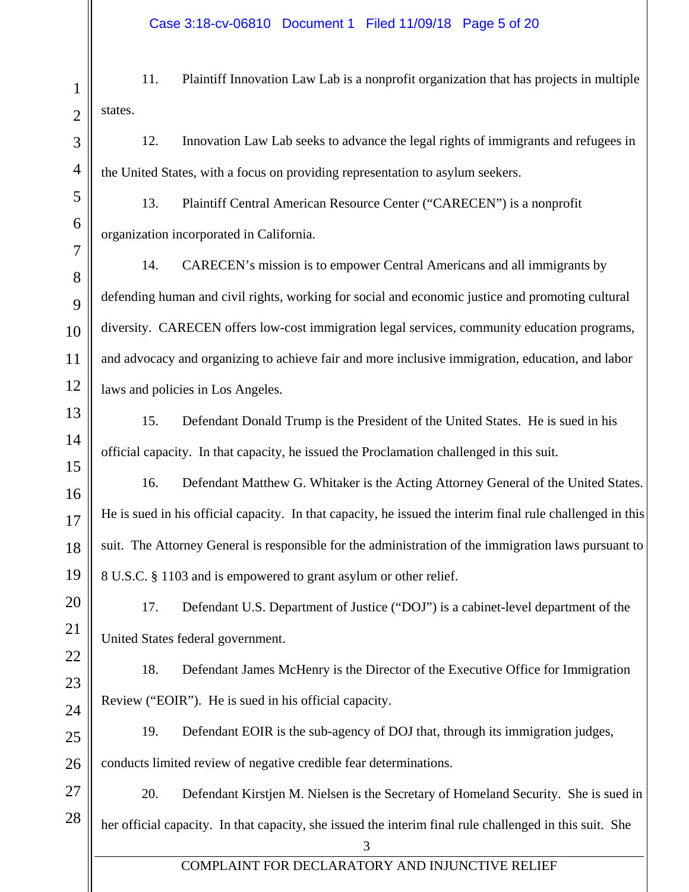11. Plaintiff Innovation Law Lab is a nonprofit organization that has projects in multiple states.

12. Innovation Law Lab seeks to advance the legal rights of immigrants and refugees in the United States, with a focus on providing representation to asylum seekers.

13. Plaintiff Central American Resource Center ("CARECEN") is a nonprofit organization incorporated in California.

14. CARECEN's mission is to empower Central Americans and all immigrants by defending human and civil rights, working for social and economic justice and promoting cultural diversity. CARECEN offers low-cost immigration legal services, community education programs, and advocacy and organizing to achieve fair and more inclusive immigration, education, and labor laws and policies in Los Angeles.

15. Defendant Donald Trump is the President of the United States. He is sued in his official capacity. In that capacity, he issued the Proclamation challenged in this suit.

16. Defendant Matthew G. Whitaker is the Acting Attorney General of the United States. He is sued in his official capacity. In that capacity, he issued the interim final rule challenged in this suit. The Attorney General is responsible for the administration of the immigration laws pursuant to 8 U.S.C. § 1103 and is empowered to grant asylum or other relief.

17. Defendant U.S. Department of Justice ("DOJ") is a cabinet-level department of the United States federal government.

18. Defendant James McHenry is the Director of the Executive Office for Immigration Review ("EOIR"). He is sued in his official capacity.

19. Defendant EOIR is the sub-agency of DOJ that, through its immigration judges, conducts limited review of negative credible fear determinations.

20. Defendant Kirstjen M. Nielsen is the Secretary of Homeland Security. She is sued in her official capacity. In that capacity, she issued the interim final rule challenged in this suit. She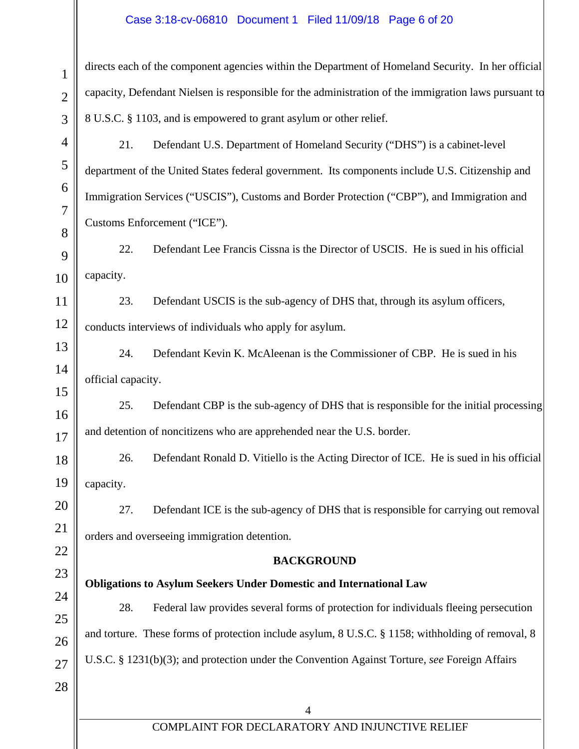directs each of the component agencies within the Department of Homeland Security. In her official capacity, Defendant Nielsen is responsible for the administration of the immigration laws pursuant to 8 U.S.C. § 1103, and is empowered to grant asylum or other relief.

21. Defendant U.S. Department of Homeland Security ("DHS") is a cabinet-level department of the United States federal government. Its components include U.S. Citizenship and Immigration Services ("USCIS"), Customs and Border Protection ("CBP"), and Immigration and Customs Enforcement ("ICE").

22. Defendant Lee Francis Cissna is the Director of USCIS. He is sued in his official capacity.

23. Defendant USCIS is the sub-agency of DHS that, through its asylum officers, conducts interviews of individuals who apply for asylum.

24. Defendant Kevin K. McAleenan is the Commissioner of CBP. He is sued in his official capacity.

25. Defendant CBP is the sub-agency of DHS that is responsible for the initial processing and detention of noncitizens who are apprehended near the U.S. border.

26. Defendant Ronald D. Vitiello is the Acting Director of ICE. He is sued in his official capacity.

27. Defendant ICE is the sub-agency of DHS that is responsible for carrying out removal orders and overseeing immigration detention.

## BACKGROUND

### Obligations to Asylum Seekers Under Domestic and International Law

28. Federal law provides several forms of protection for individuals fleeing persecution and torture. These forms of protection include asylum, 8 U.S.C. § 1158; withholding of removal, 8 U.S.C. § 1231(b)(3); and protection under the Convention Against Torture, *see* Foreign Affairs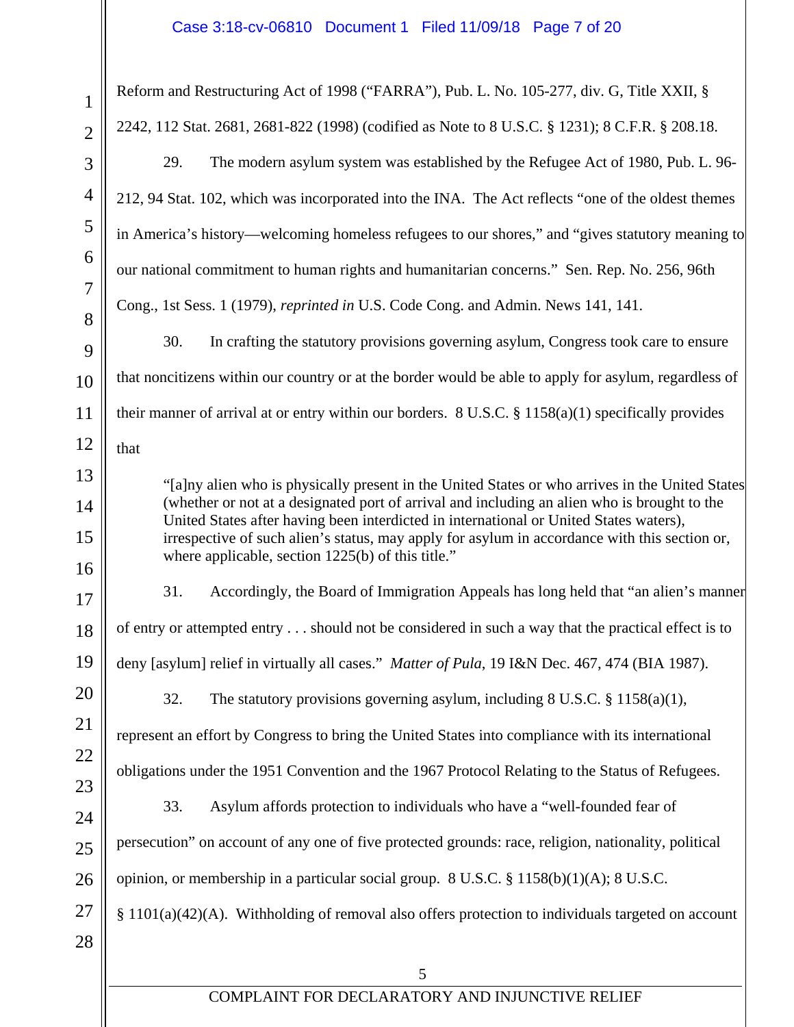Reform and Restructuring Act of 1998 ("FARRA"), Pub. L. No. 105-277, div. G, Title XXII, § 2242, 112 Stat. 2681, 2681-822 (1998) (codified as Note to 8 U.S.C. § 1231); 8 C.F.R. § 208.18.

29. The modern asylum system was established by the Refugee Act of 1980, Pub. L. 96-212, 94 Stat. 102, which was incorporated into the INA. The Act reflects "one of the oldest themes in America's history—welcoming homeless refugees to our shores," and "gives statutory meaning to our national commitment to human rights and humanitarian concerns." Sen. Rep. No. 256, 96th Cong., 1st Sess. 1 (1979), *reprinted in* U.S. Code Cong. and Admin. News 141, 141.

30. In crafting the statutory provisions governing asylum, Congress took care to ensure that noncitizens within our country or at the border would be able to apply for asylum, regardless of their manner of arrival at or entry within our borders. 8 U.S.C. § 1158(a)(1) specifically provides that

> "[a]ny alien who is physically present in the United States or who arrives in the United States (whether or not at a designated port of arrival and including an alien who is brought to the United States after having been interdicted in international or United States waters), irrespective of such alien's status, may apply for asylum in accordance with this section or, where applicable, section 1225(b) of this title."

31. Accordingly, the Board of Immigration Appeals has long held that "an alien's manner of entry or attempted entry . . . should not be considered in such a way that the practical effect is to deny [asylum] relief in virtually all cases." *Matter of Pula*, 19 I&N Dec. 467, 474 (BIA 1987).

32. The statutory provisions governing asylum, including 8 U.S.C. § 1158(a)(1), represent an effort by Congress to bring the United States into compliance with its international obligations under the 1951 Convention and the 1967 Protocol Relating to the Status of Refugees.

33. Asylum affords protection to individuals who have a "well-founded fear of persecution" on account of any one of five protected grounds: race, religion, nationality, political opinion, or membership in a particular social group. 8 U.S.C. § 1158(b)(1)(A); 8 U.S.C. § 1101(a)(42)(A). Withholding of removal also offers protection to individuals targeted on account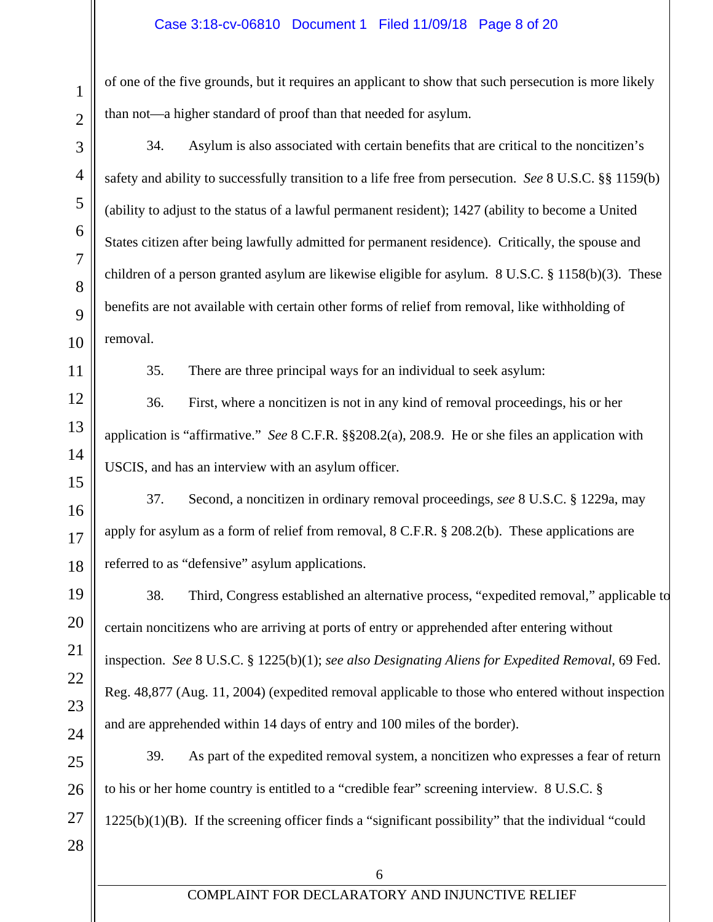of one of the five grounds, but it requires an applicant to show that such persecution is more likely than not—a higher standard of proof than that needed for asylum.

34. Asylum is also associated with certain benefits that are critical to the noncitizen's safety and ability to successfully transition to a life free from persecution. *See* 8 U.S.C. §§ 1159(b) (ability to adjust to the status of a lawful permanent resident); 1427 (ability to become a United States citizen after being lawfully admitted for permanent residence). Critically, the spouse and children of a person granted asylum are likewise eligible for asylum. 8 U.S.C. § 1158(b)(3). These benefits are not available with certain other forms of relief from removal, like withholding of removal.

35. There are three principal ways for an individual to seek asylum:

36. First, where a noncitizen is not in any kind of removal proceedings, his or her application is "affirmative." *See* 8 C.F.R. §§208.2(a), 208.9. He or she files an application with USCIS, and has an interview with an asylum officer.

37. Second, a noncitizen in ordinary removal proceedings, *see* 8 U.S.C. § 1229a, may apply for asylum as a form of relief from removal, 8 C.F.R. § 208.2(b). These applications are referred to as "defensive" asylum applications.

38. Third, Congress established an alternative process, "expedited removal," applicable to certain noncitizens who are arriving at ports of entry or apprehended after entering without inspection. *See* 8 U.S.C. § 1225(b)(1); *see also Designating Aliens for Expedited Removal*, 69 Fed. Reg. 48,877 (Aug. 11, 2004) (expedited removal applicable to those who entered without inspection and are apprehended within 14 days of entry and 100 miles of the border).

39. As part of the expedited removal system, a noncitizen who expresses a fear of return to his or her home country is entitled to a "credible fear" screening interview. 8 U.S.C. § 1225(b)(1)(B). If the screening officer finds a "significant possibility" that the individual "could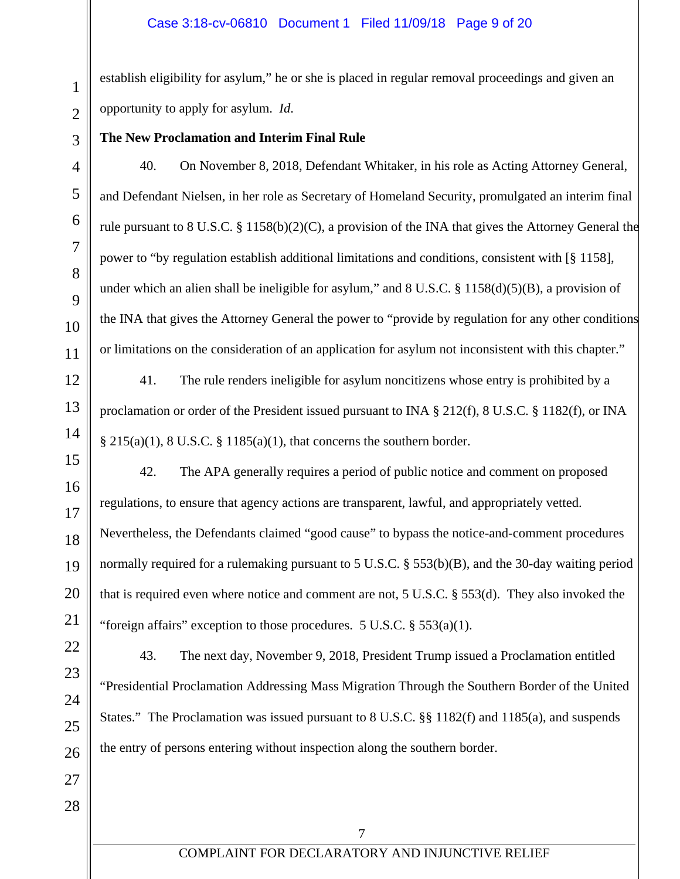establish eligibility for asylum," he or she is placed in regular removal proceedings and given an opportunity to apply for asylum. *Id.*

**The New Proclamation and Interim Final Rule**

40. On November 8, 2018, Defendant Whitaker, in his role as Acting Attorney General, and Defendant Nielsen, in her role as Secretary of Homeland Security, promulgated an interim final rule pursuant to 8 U.S.C. § 1158(b)(2)(C), a provision of the INA that gives the Attorney General the power to "by regulation establish additional limitations and conditions, consistent with [§ 1158], under which an alien shall be ineligible for asylum," and 8 U.S.C. § 1158(d)(5)(B), a provision of the INA that gives the Attorney General the power to "provide by regulation for any other conditions or limitations on the consideration of an application for asylum not inconsistent with this chapter."

41. The rule renders ineligible for asylum noncitizens whose entry is prohibited by a proclamation or order of the President issued pursuant to INA § 212(f), 8 U.S.C. § 1182(f), or INA § 215(a)(1), 8 U.S.C. § 1185(a)(1), that concerns the southern border.

42. The APA generally requires a period of public notice and comment on proposed regulations, to ensure that agency actions are transparent, lawful, and appropriately vetted. Nevertheless, the Defendants claimed "good cause" to bypass the notice-and-comment procedures normally required for a rulemaking pursuant to 5 U.S.C. § 553(b)(B), and the 30-day waiting period that is required even where notice and comment are not, 5 U.S.C. § 553(d). They also invoked the "foreign affairs" exception to those procedures. 5 U.S.C. § 553(a)(1).

43. The next day, November 9, 2018, President Trump issued a Proclamation entitled "Presidential Proclamation Addressing Mass Migration Through the Southern Border of the United States." The Proclamation was issued pursuant to 8 U.S.C. §§ 1182(f) and 1185(a), and suspends the entry of persons entering without inspection along the southern border.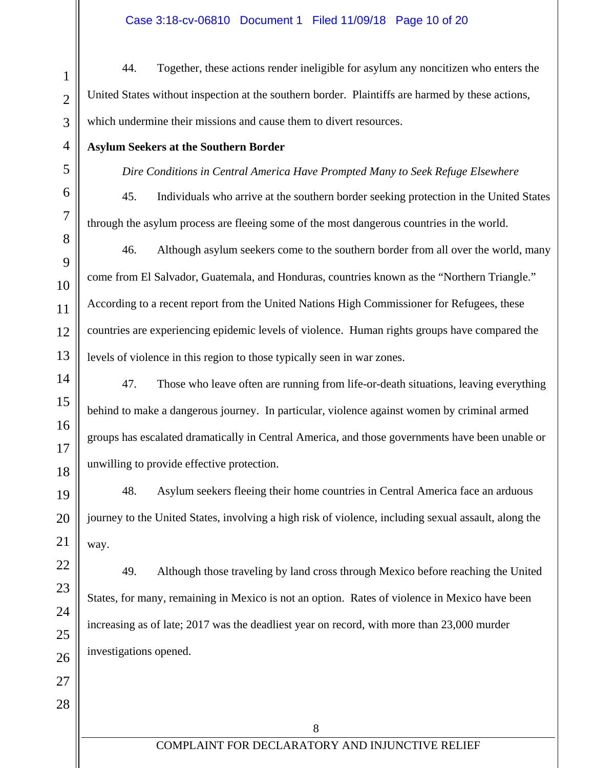44. Together, these actions render ineligible for asylum any noncitizen who enters the United States without inspection at the southern border. Plaintiffs are harmed by these actions, which undermine their missions and cause them to divert resources.

**Asylum Seekers at the Southern Border**

*Dire Conditions in Central America Have Prompted Many to Seek Refuge Elsewhere*

45. Individuals who arrive at the southern border seeking protection in the United States through the asylum process are fleeing some of the most dangerous countries in the world.

46. Although asylum seekers come to the southern border from all over the world, many come from El Salvador, Guatemala, and Honduras, countries known as the "Northern Triangle." According to a recent report from the United Nations High Commissioner for Refugees, these countries are experiencing epidemic levels of violence. Human rights groups have compared the levels of violence in this region to those typically seen in war zones.

47. Those who leave often are running from life-or-death situations, leaving everything behind to make a dangerous journey. In particular, violence against women by criminal armed groups has escalated dramatically in Central America, and those governments have been unable or unwilling to provide effective protection.

48. Asylum seekers fleeing their home countries in Central America face an arduous journey to the United States, involving a high risk of violence, including sexual assault, along the way.

49. Although those traveling by land cross through Mexico before reaching the United States, for many, remaining in Mexico is not an option. Rates of violence in Mexico have been increasing as of late; 2017 was the deadliest year on record, with more than 23,000 murder investigations opened.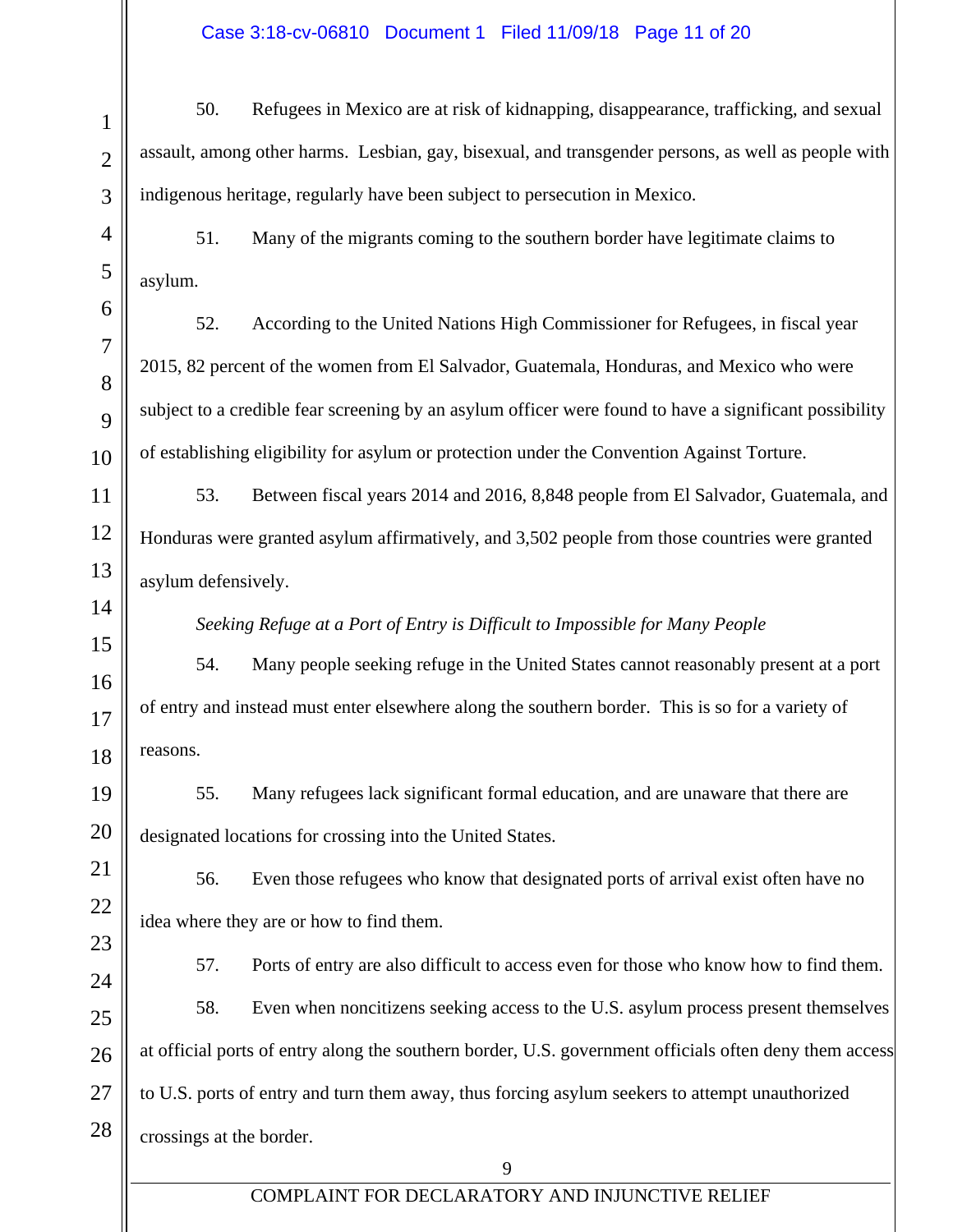50. Refugees in Mexico are at risk of kidnapping, disappearance, trafficking, and sexual assault, among other harms. Lesbian, gay, bisexual, and transgender persons, as well as people with indigenous heritage, regularly have been subject to persecution in Mexico.

51. Many of the migrants coming to the southern border have legitimate claims to asylum.

52. According to the United Nations High Commissioner for Refugees, in fiscal year 2015, 82 percent of the women from El Salvador, Guatemala, Honduras, and Mexico who were subject to a credible fear screening by an asylum officer were found to have a significant possibility of establishing eligibility for asylum or protection under the Convention Against Torture.

53. Between fiscal years 2014 and 2016, 8,848 people from El Salvador, Guatemala, and Honduras were granted asylum affirmatively, and 3,502 people from those countries were granted asylum defensively.

*Seeking Refuge at a Port of Entry is Difficult to Impossible for Many People*

54. Many people seeking refuge in the United States cannot reasonably present at a port of entry and instead must enter elsewhere along the southern border. This is so for a variety of reasons.

55. Many refugees lack significant formal education, and are unaware that there are designated locations for crossing into the United States.

56. Even those refugees who know that designated ports of arrival exist often have no idea where they are or how to find them.

57. Ports of entry are also difficult to access even for those who know how to find them.

58. Even when noncitizens seeking access to the U.S. asylum process present themselves at official ports of entry along the southern border, U.S. government officials often deny them access to U.S. ports of entry and turn them away, thus forcing asylum seekers to attempt unauthorized crossings at the border.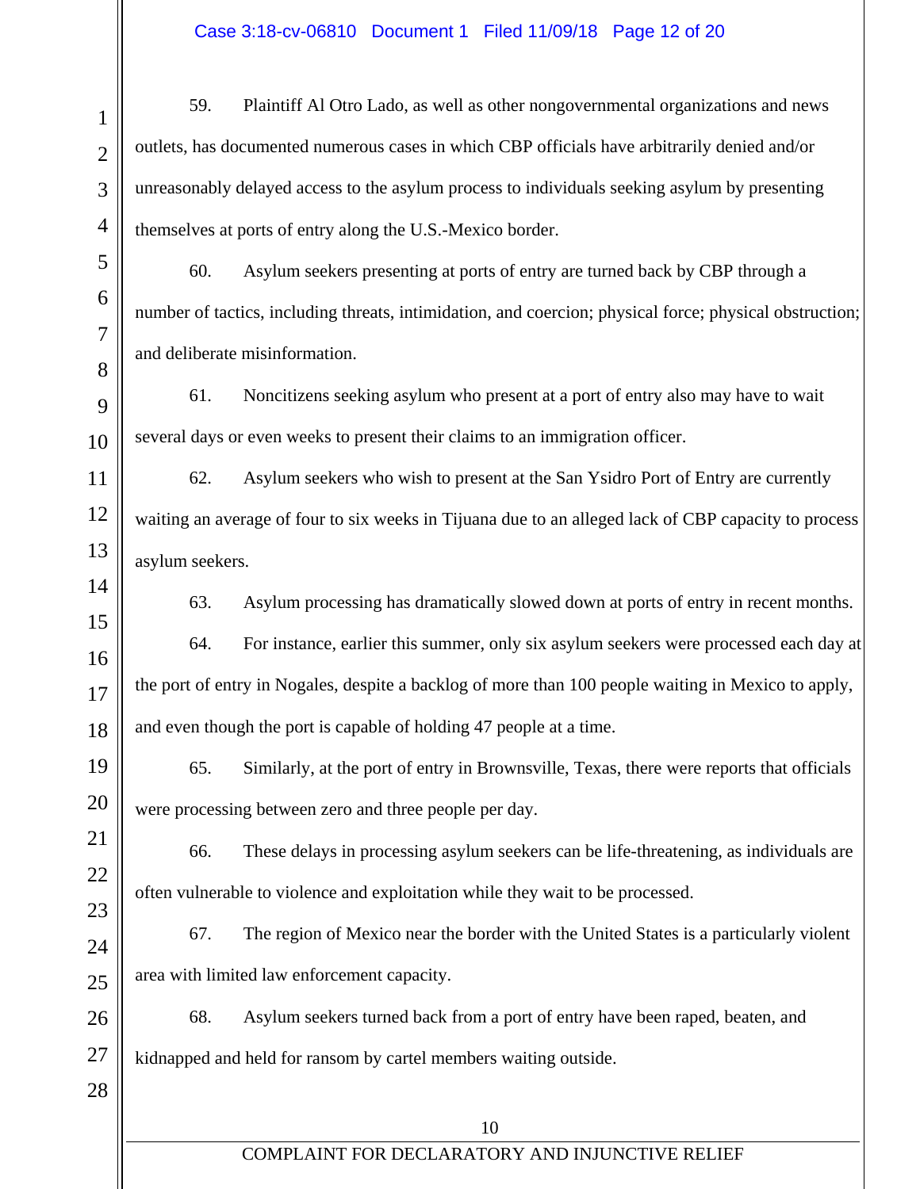59. Plaintiff Al Otro Lado, as well as other nongovernmental organizations and news outlets, has documented numerous cases in which CBP officials have arbitrarily denied and/or unreasonably delayed access to the asylum process to individuals seeking asylum by presenting themselves at ports of entry along the U.S.-Mexico border.

60. Asylum seekers presenting at ports of entry are turned back by CBP through a number of tactics, including threats, intimidation, and coercion; physical force; physical obstruction; and deliberate misinformation.

61. Noncitizens seeking asylum who present at a port of entry also may have to wait several days or even weeks to present their claims to an immigration officer.

62. Asylum seekers who wish to present at the San Ysidro Port of Entry are currently waiting an average of four to six weeks in Tijuana due to an alleged lack of CBP capacity to process asylum seekers.

63. Asylum processing has dramatically slowed down at ports of entry in recent months.

64. For instance, earlier this summer, only six asylum seekers were processed each day at the port of entry in Nogales, despite a backlog of more than 100 people waiting in Mexico to apply, and even though the port is capable of holding 47 people at a time.

65. Similarly, at the port of entry in Brownsville, Texas, there were reports that officials were processing between zero and three people per day.

66. These delays in processing asylum seekers can be life-threatening, as individuals are often vulnerable to violence and exploitation while they wait to be processed.

67. The region of Mexico near the border with the United States is a particularly violent area with limited law enforcement capacity.

68. Asylum seekers turned back from a port of entry have been raped, beaten, and kidnapped and held for ransom by cartel members waiting outside.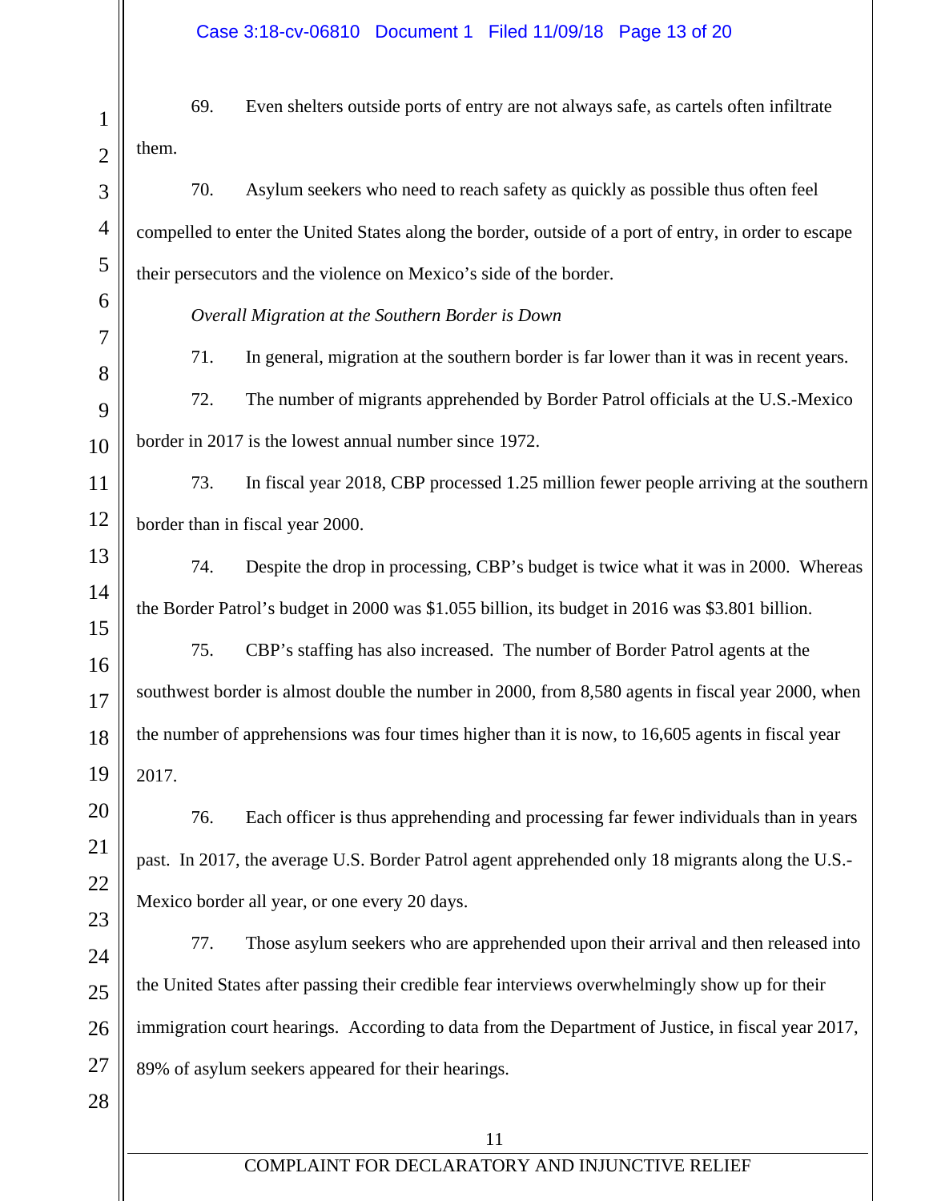69. Even shelters outside ports of entry are not always safe, as cartels often infiltrate them.

70. Asylum seekers who need to reach safety as quickly as possible thus often feel compelled to enter the United States along the border, outside of a port of entry, in order to escape their persecutors and the violence on Mexico's side of the border.

*Overall Migration at the Southern Border is Down*

71. In general, migration at the southern border is far lower than it was in recent years.

72. The number of migrants apprehended by Border Patrol officials at the U.S.-Mexico border in 2017 is the lowest annual number since 1972.

73. In fiscal year 2018, CBP processed 1.25 million fewer people arriving at the southern border than in fiscal year 2000.

74. Despite the drop in processing, CBP's budget is twice what it was in 2000. Whereas the Border Patrol's budget in 2000 was $1.055 billion, its budget in 2016 was $3.801 billion.

75. CBP's staffing has also increased. The number of Border Patrol agents at the southwest border is almost double the number in 2000, from 8,580 agents in fiscal year 2000, when the number of apprehensions was four times higher than it is now, to 16,605 agents in fiscal year 2017.

76. Each officer is thus apprehending and processing far fewer individuals than in years past. In 2017, the average U.S. Border Patrol agent apprehended only 18 migrants along the U.S.-Mexico border all year, or one every 20 days.

77. Those asylum seekers who are apprehended upon their arrival and then released into the United States after passing their credible fear interviews overwhelmingly show up for their immigration court hearings. According to data from the Department of Justice, in fiscal year 2017, 89% of asylum seekers appeared for their hearings.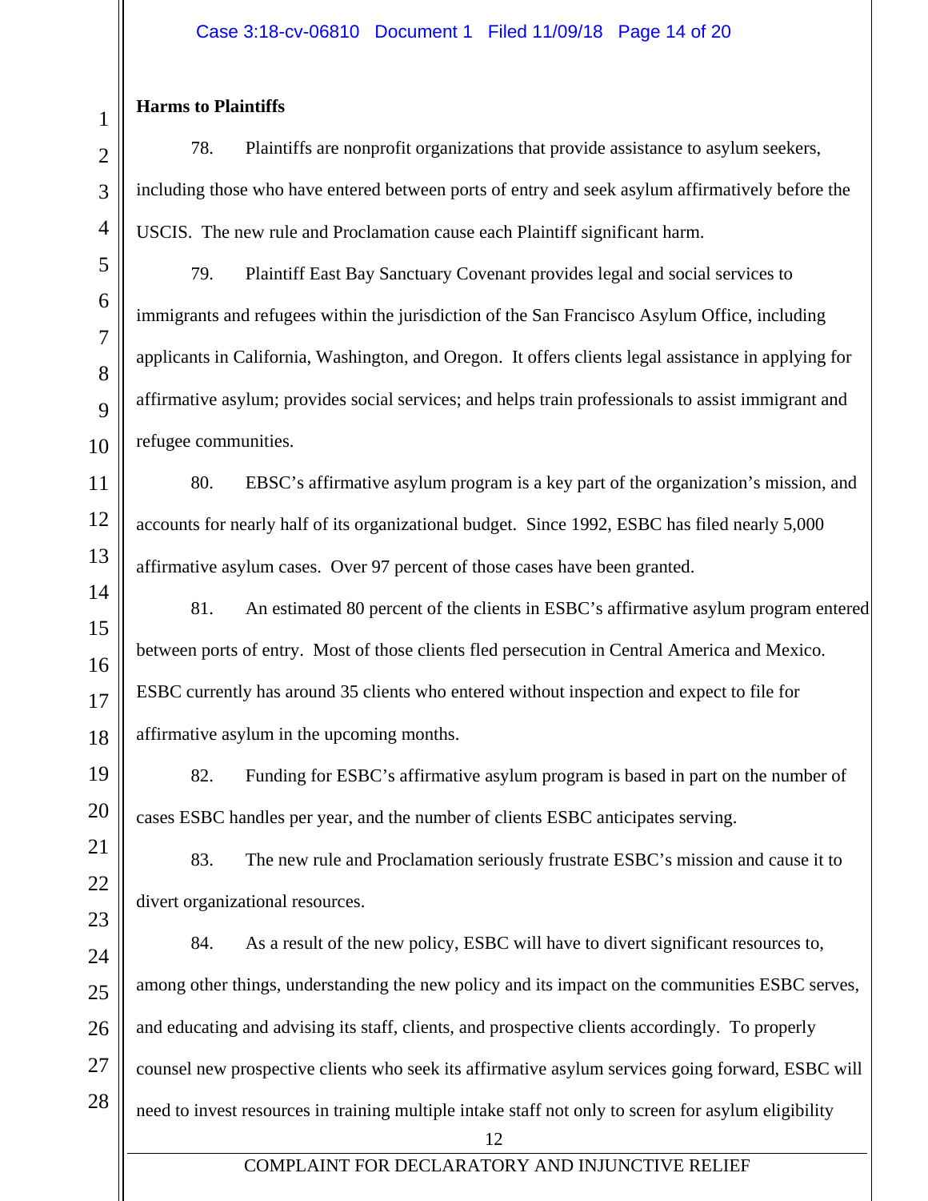**Harms to Plaintiffs**

78. Plaintiffs are nonprofit organizations that provide assistance to asylum seekers, including those who have entered between ports of entry and seek asylum affirmatively before the USCIS. The new rule and Proclamation cause each Plaintiff significant harm.

79. Plaintiff East Bay Sanctuary Covenant provides legal and social services to immigrants and refugees within the jurisdiction of the San Francisco Asylum Office, including applicants in California, Washington, and Oregon. It offers clients legal assistance in applying for affirmative asylum; provides social services; and helps train professionals to assist immigrant and refugee communities.

80. EBSC's affirmative asylum program is a key part of the organization's mission, and accounts for nearly half of its organizational budget. Since 1992, ESBC has filed nearly 5,000 affirmative asylum cases. Over 97 percent of those cases have been granted.

81. An estimated 80 percent of the clients in ESBC's affirmative asylum program entered between ports of entry. Most of those clients fled persecution in Central America and Mexico. ESBC currently has around 35 clients who entered without inspection and expect to file for affirmative asylum in the upcoming months.

82. Funding for ESBC's affirmative asylum program is based in part on the number of cases ESBC handles per year, and the number of clients ESBC anticipates serving.

83. The new rule and Proclamation seriously frustrate ESBC's mission and cause it to divert organizational resources.

84. As a result of the new policy, ESBC will have to divert significant resources to, among other things, understanding the new policy and its impact on the communities ESBC serves, and educating and advising its staff, clients, and prospective clients accordingly. To properly counsel new prospective clients who seek its affirmative asylum services going forward, ESBC will need to invest resources in training multiple intake staff not only to screen for asylum eligibility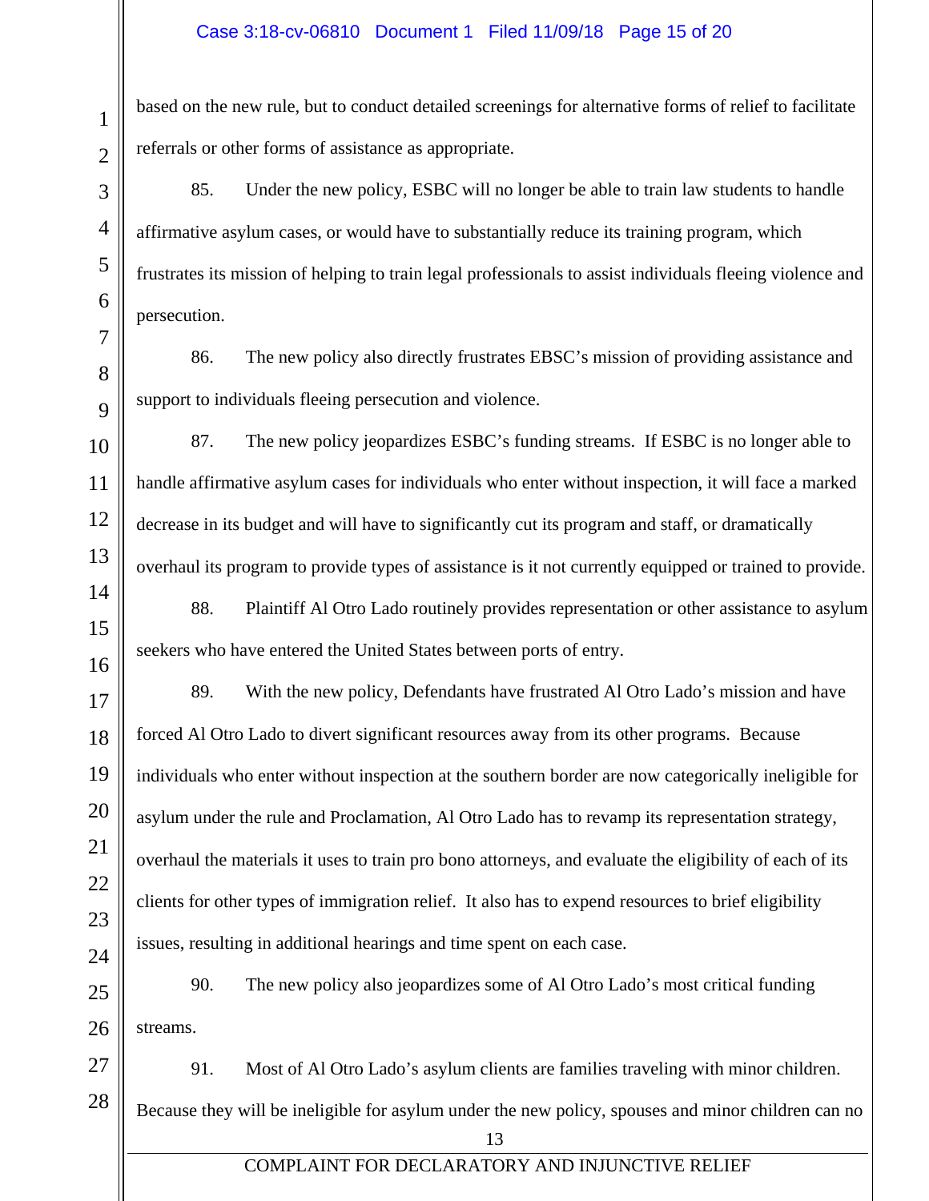based on the new rule, but to conduct detailed screenings for alternative forms of relief to facilitate referrals or other forms of assistance as appropriate.

85. Under the new policy, ESBC will no longer be able to train law students to handle affirmative asylum cases, or would have to substantially reduce its training program, which frustrates its mission of helping to train legal professionals to assist individuals fleeing violence and persecution.

86. The new policy also directly frustrates EBSC's mission of providing assistance and support to individuals fleeing persecution and violence.

87. The new policy jeopardizes ESBC's funding streams. If ESBC is no longer able to handle affirmative asylum cases for individuals who enter without inspection, it will face a marked decrease in its budget and will have to significantly cut its program and staff, or dramatically overhaul its program to provide types of assistance is it not currently equipped or trained to provide.

88. Plaintiff Al Otro Lado routinely provides representation or other assistance to asylum seekers who have entered the United States between ports of entry.

89. With the new policy, Defendants have frustrated Al Otro Lado's mission and have forced Al Otro Lado to divert significant resources away from its other programs. Because individuals who enter without inspection at the southern border are now categorically ineligible for asylum under the rule and Proclamation, Al Otro Lado has to revamp its representation strategy, overhaul the materials it uses to train pro bono attorneys, and evaluate the eligibility of each of its clients for other types of immigration relief. It also has to expend resources to brief eligibility issues, resulting in additional hearings and time spent on each case.

90. The new policy also jeopardizes some of Al Otro Lado's most critical funding streams.

91. Most of Al Otro Lado's asylum clients are families traveling with minor children. Because they will be ineligible for asylum under the new policy, spouses and minor children can no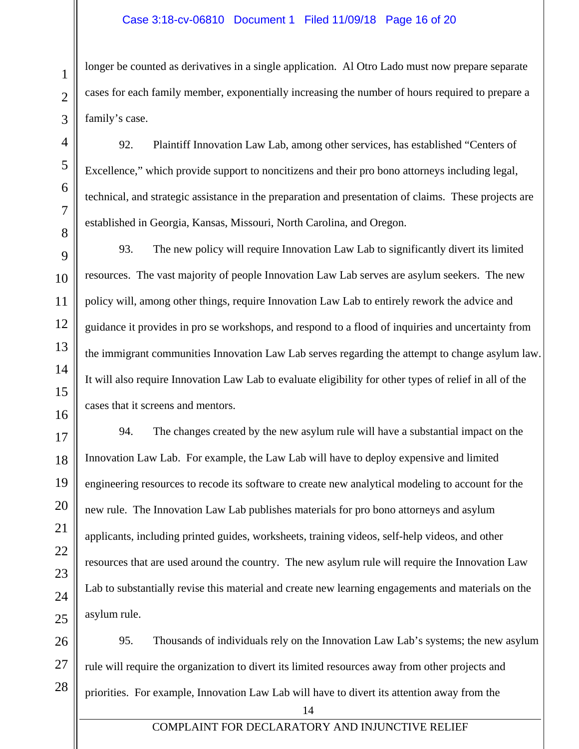longer be counted as derivatives in a single application. Al Otro Lado must now prepare separate cases for each family member, exponentially increasing the number of hours required to prepare a family's case.

92. Plaintiff Innovation Law Lab, among other services, has established "Centers of Excellence," which provide support to noncitizens and their pro bono attorneys including legal, technical, and strategic assistance in the preparation and presentation of claims. These projects are established in Georgia, Kansas, Missouri, North Carolina, and Oregon.

93. The new policy will require Innovation Law Lab to significantly divert its limited resources. The vast majority of people Innovation Law Lab serves are asylum seekers. The new policy will, among other things, require Innovation Law Lab to entirely rework the advice and guidance it provides in pro se workshops, and respond to a flood of inquiries and uncertainty from the immigrant communities Innovation Law Lab serves regarding the attempt to change asylum law. It will also require Innovation Law Lab to evaluate eligibility for other types of relief in all of the cases that it screens and mentors.

94. The changes created by the new asylum rule will have a substantial impact on the Innovation Law Lab. For example, the Law Lab will have to deploy expensive and limited engineering resources to recode its software to create new analytical modeling to account for the new rule. The Innovation Law Lab publishes materials for pro bono attorneys and asylum applicants, including printed guides, worksheets, training videos, self-help videos, and other resources that are used around the country. The new asylum rule will require the Innovation Law Lab to substantially revise this material and create new learning engagements and materials on the asylum rule.

95. Thousands of individuals rely on the Innovation Law Lab's systems; the new asylum rule will require the organization to divert its limited resources away from other projects and priorities. For example, Innovation Law Lab will have to divert its attention away from the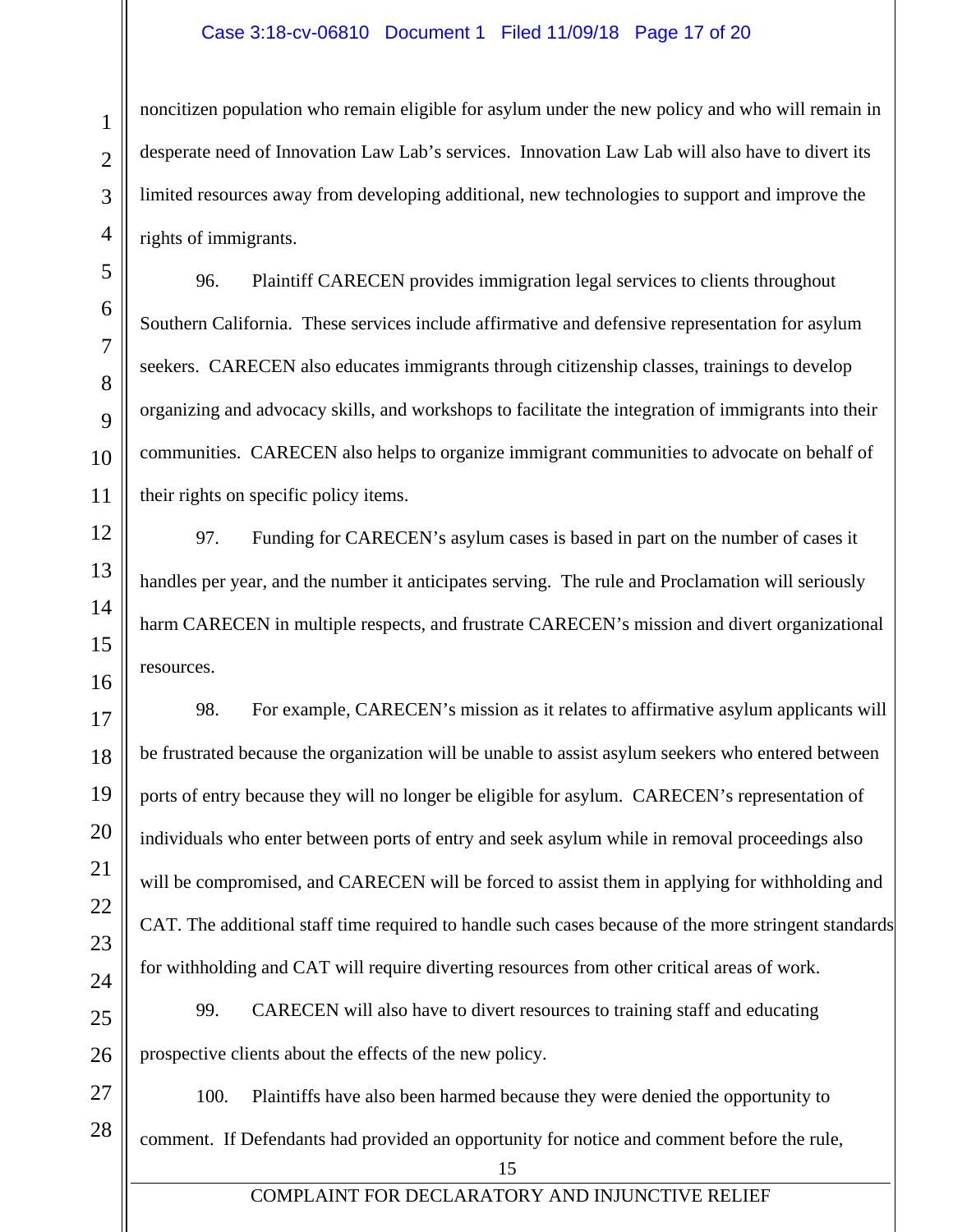noncitizen population who remain eligible for asylum under the new policy and who will remain in desperate need of Innovation Law Lab's services. Innovation Law Lab will also have to divert its limited resources away from developing additional, new technologies to support and improve the rights of immigrants.

96. Plaintiff CARECEN provides immigration legal services to clients throughout Southern California. These services include affirmative and defensive representation for asylum seekers. CARECEN also educates immigrants through citizenship classes, trainings to develop organizing and advocacy skills, and workshops to facilitate the integration of immigrants into their communities. CARECEN also helps to organize immigrant communities to advocate on behalf of their rights on specific policy items.

97. Funding for CARECEN's asylum cases is based in part on the number of cases it handles per year, and the number it anticipates serving. The rule and Proclamation will seriously harm CARECEN in multiple respects, and frustrate CARECEN's mission and divert organizational resources.

98. For example, CARECEN's mission as it relates to affirmative asylum applicants will be frustrated because the organization will be unable to assist asylum seekers who entered between ports of entry because they will no longer be eligible for asylum. CARECEN's representation of individuals who enter between ports of entry and seek asylum while in removal proceedings also will be compromised, and CARECEN will be forced to assist them in applying for withholding and CAT. The additional staff time required to handle such cases because of the more stringent standards for withholding and CAT will require diverting resources from other critical areas of work.

99. CARECEN will also have to divert resources to training staff and educating prospective clients about the effects of the new policy.

100. Plaintiffs have also been harmed because they were denied the opportunity to comment. If Defendants had provided an opportunity for notice and comment before the rule,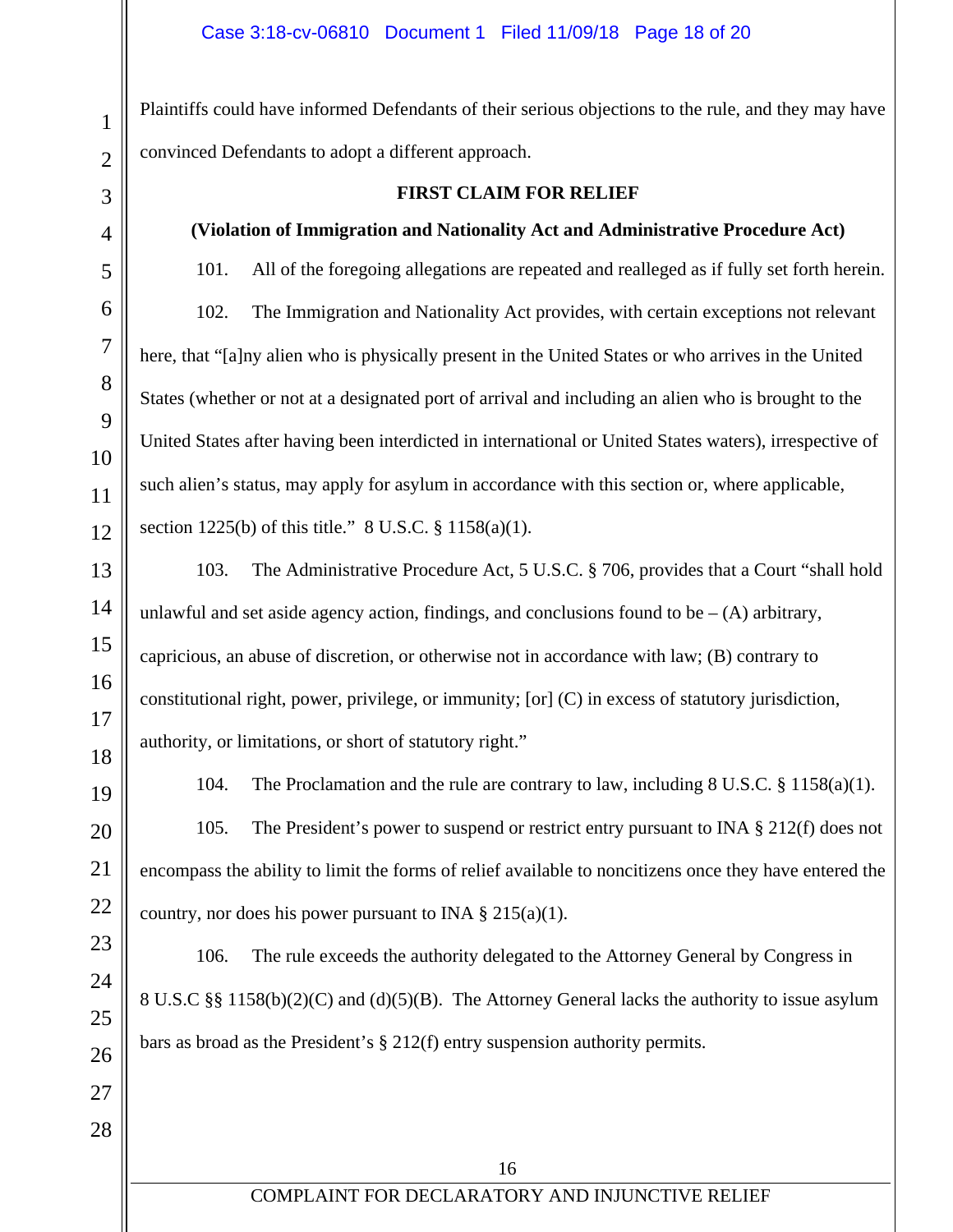Plaintiffs could have informed Defendants of their serious objections to the rule, and they may have convinced Defendants to adopt a different approach.

**FIRST CLAIM FOR RELIEF**

**(Violation of Immigration and Nationality Act and Administrative Procedure Act)**

101. All of the foregoing allegations are repeated and realleged as if fully set forth herein.

102. The Immigration and Nationality Act provides, with certain exceptions not relevant here, that "[a]ny alien who is physically present in the United States or who arrives in the United States (whether or not at a designated port of arrival and including an alien who is brought to the United States after having been interdicted in international or United States waters), irrespective of such alien's status, may apply for asylum in accordance with this section or, where applicable, section 1225(b) of this title." 8 U.S.C. § 1158(a)(1).

103. The Administrative Procedure Act, 5 U.S.C. § 706, provides that a Court "shall hold unlawful and set aside agency action, findings, and conclusions found to be – (A) arbitrary, capricious, an abuse of discretion, or otherwise not in accordance with law; (B) contrary to constitutional right, power, privilege, or immunity; [or] (C) in excess of statutory jurisdiction, authority, or limitations, or short of statutory right."

104. The Proclamation and the rule are contrary to law, including 8 U.S.C. § 1158(a)(1).

105. The President's power to suspend or restrict entry pursuant to INA § 212(f) does not encompass the ability to limit the forms of relief available to noncitizens once they have entered the country, nor does his power pursuant to INA § 215(a)(1).

106. The rule exceeds the authority delegated to the Attorney General by Congress in 8 U.S.C §§ 1158(b)(2)(C) and (d)(5)(B). The Attorney General lacks the authority to issue asylum bars as broad as the President's § 212(f) entry suspension authority permits.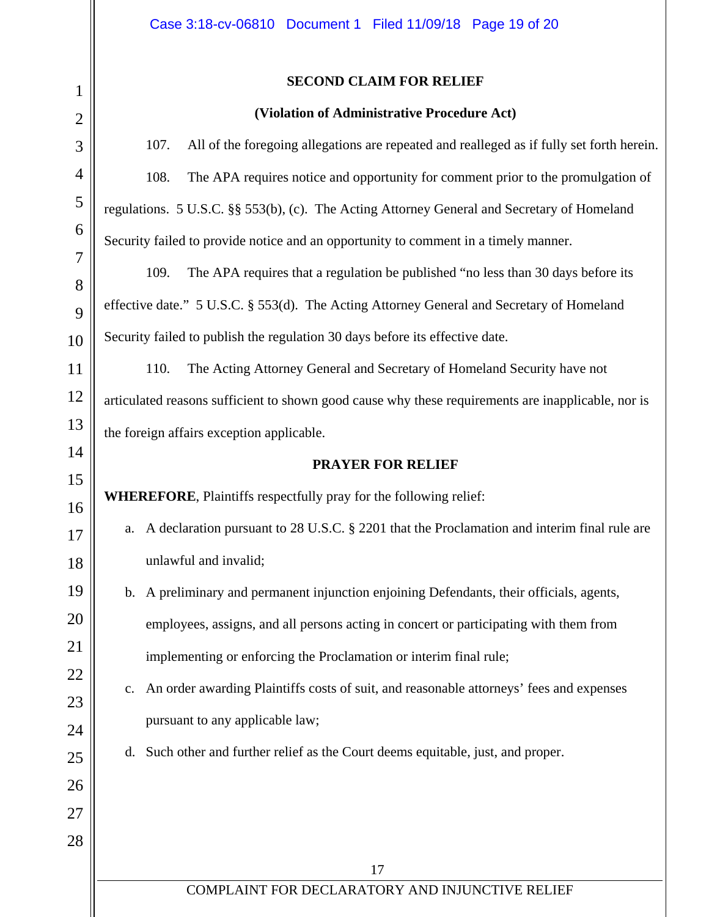**SECOND CLAIM FOR RELIEF**

**(Violation of Administrative Procedure Act)**

107. All of the foregoing allegations are repeated and realleged as if fully set forth herein.

108. The APA requires notice and opportunity for comment prior to the promulgation of regulations. 5 U.S.C. §§ 553(b), (c). The Acting Attorney General and Secretary of Homeland Security failed to provide notice and an opportunity to comment in a timely manner.

109. The APA requires that a regulation be published "no less than 30 days before its effective date." 5 U.S.C. § 553(d). The Acting Attorney General and Secretary of Homeland Security failed to publish the regulation 30 days before its effective date.

110. The Acting Attorney General and Secretary of Homeland Security have not articulated reasons sufficient to shown good cause why these requirements are inapplicable, nor is the foreign affairs exception applicable.

**PRAYER FOR RELIEF**

**WHEREFORE**, Plaintiffs respectfully pray for the following relief:

a. A declaration pursuant to 28 U.S.C. § 2201 that the Proclamation and interim final rule are unlawful and invalid;

b. A preliminary and permanent injunction enjoining Defendants, their officials, agents, employees, assigns, and all persons acting in concert or participating with them from implementing or enforcing the Proclamation or interim final rule;

c. An order awarding Plaintiffs costs of suit, and reasonable attorneys' fees and expenses pursuant to any applicable law;

d. Such other and further relief as the Court deems equitable, just, and proper.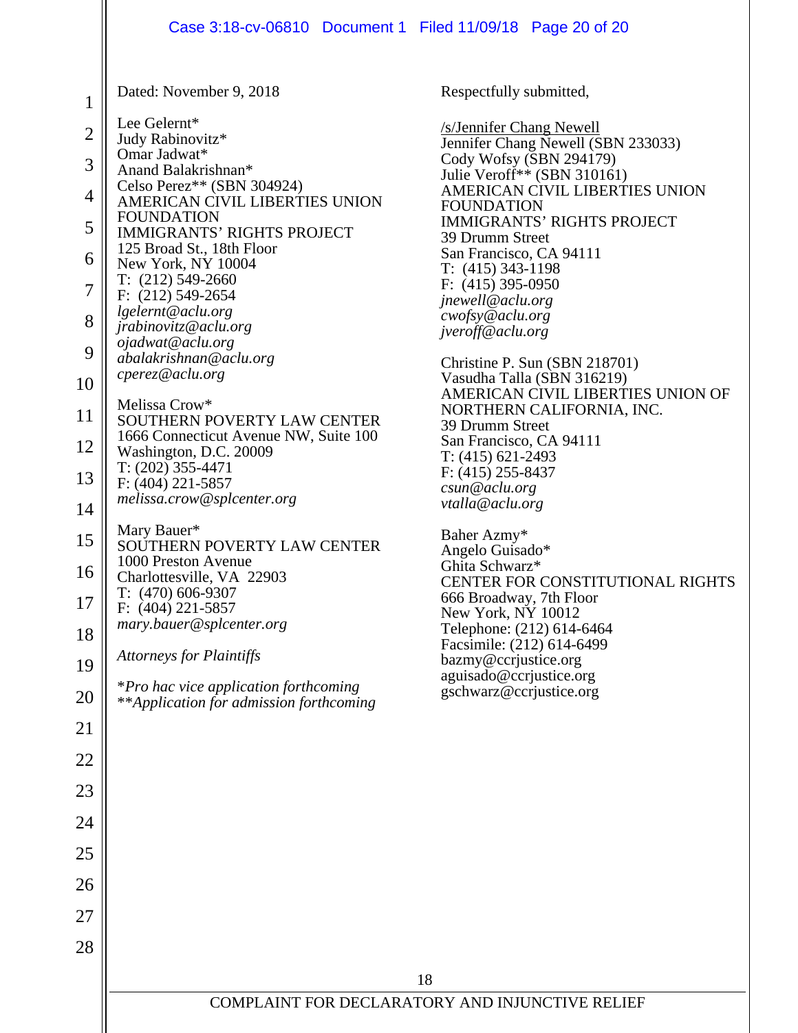Dated: November 9, 2018

Respectfully submitted,

/s/Jennifer Chang Newell
Jennifer Chang Newell (SBN 233033)
Cody Wofsy (SBN 294179)
Julie Veroff** (SBN 310161)
AMERICAN CIVIL LIBERTIES UNION FOUNDATION
IMMIGRANTS' RIGHTS PROJECT
39 Drumm Street
San Francisco, CA 94111
T: (415) 343-1198
F: (415) 395-0950
*jnewell@aclu.org*
*cwofsy@aclu.org*
*jveroff@aclu.org*

Lee Gelernt*
Judy Rabinovitz*
Omar Jadwat*
Anand Balakrishnan*
Celso Perez** (SBN 304924)
AMERICAN CIVIL LIBERTIES UNION FOUNDATION
IMMIGRANTS' RIGHTS PROJECT
125 Broad St., 18th Floor
New York, NY 10004
T: (212) 549-2660
F: (212) 549-2654
*lgelernt@aclu.org*
*jrabinovitz@aclu.org*
*ojadwat@aclu.org*
*abalakrishnan@aclu.org*
*cperez@aclu.org*

Melissa Crow*
SOUTHERN POVERTY LAW CENTER
1666 Connecticut Avenue NW, Suite 100
Washington, D.C. 20009
T: (202) 355-4471
F: (404) 221-5857
*melissa.crow@splcenter.org*

Mary Bauer*
SOUTHERN POVERTY LAW CENTER
1000 Preston Avenue
Charlottesville, VA 22903
T: (470) 606-9307
F: (404) 221-5857
*mary.bauer@splcenter.org*

Christine P. Sun (SBN 218701)
Vasudha Talla (SBN 316219)
AMERICAN CIVIL LIBERTIES UNION OF NORTHERN CALIFORNIA, INC.
39 Drumm Street
San Francisco, CA 94111
T: (415) 621-2493
F: (415) 255-8437
*csun@aclu.org*
*vtalla@aclu.org*

Baher Azmy*
Angelo Guisado*
Ghita Schwarz*
CENTER FOR CONSTITUTIONAL RIGHTS
666 Broadway, 7th Floor
New York, NY 10012
Telephone: (212) 614-6464
Facsimile: (212) 614-6499
bazmy@ccrjustice.org
aguisado@ccrjustice.org
gschwarz@ccrjustice.org

*Attorneys for Plaintiffs*

*\*Pro hac vice application forthcoming*
*\*\*Application for admission forthcoming*